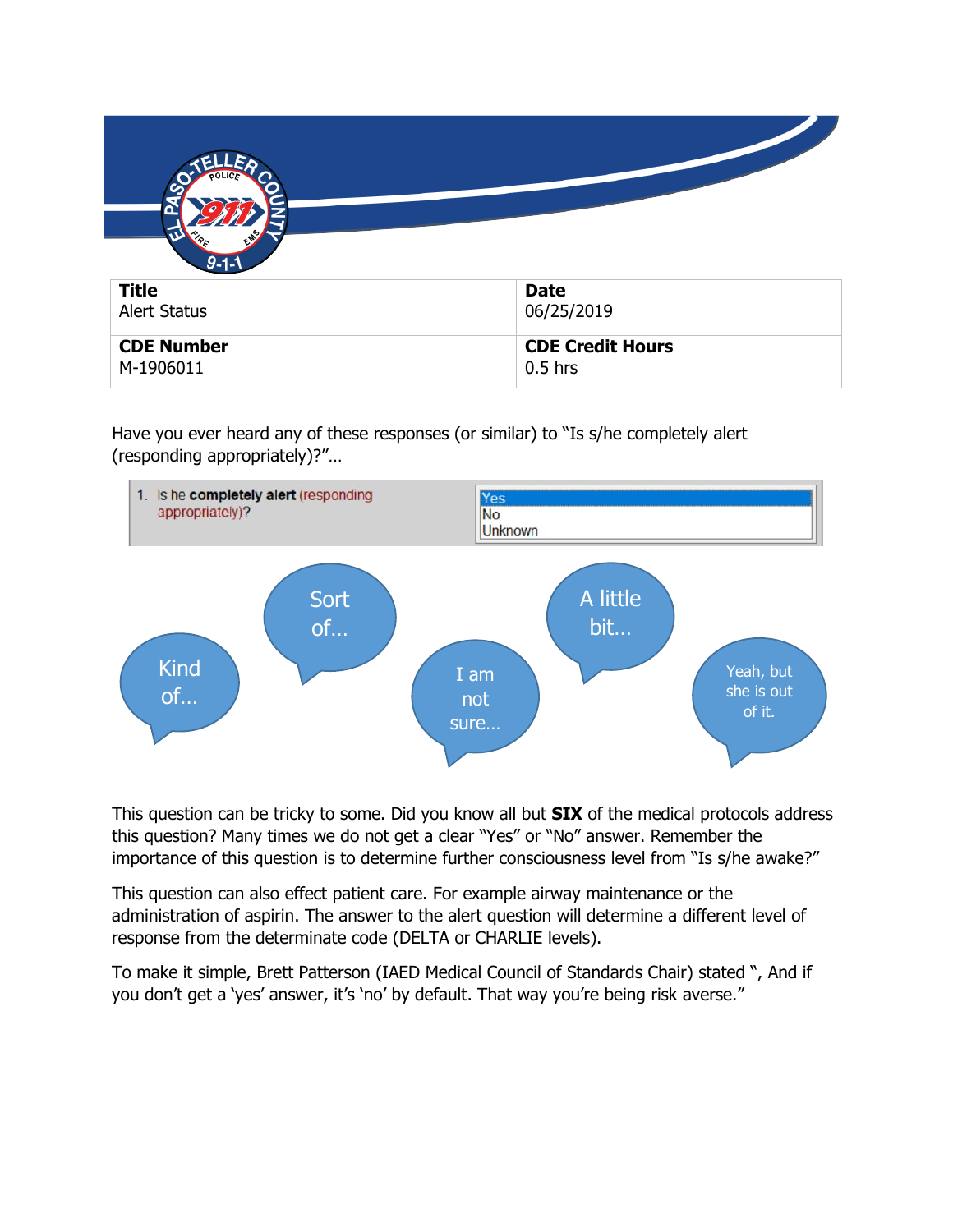| Title | Date |
| --- | --- |
| Alert Status | 06/25/2019 |
| **CDE Number** | **CDE Credit Hours** |
| M-1906011 | 0.5 hrs |

Have you ever heard any of these responses (or similar) to "Is s/he completely alert (responding appropriately)?"…

1. Is he **completely alert** (responding appropriately)?
   - Yes
   - No
   - Unknown

Kind of…

Sort of…

I am not sure…

A little bit…

Yeah, but she is out of it.

This question can be tricky to some. Did you know all but **SIX** of the medical protocols address this question? Many times we do not get a clear "Yes" or "No" answer. Remember the importance of this question is to determine further consciousness level from "Is s/he awake?"

This question can also effect patient care. For example airway maintenance or the administration of aspirin. The answer to the alert question will determine a different level of response from the determinate code (DELTA or CHARLIE levels).

To make it simple, Brett Patterson (IAED Medical Council of Standards Chair) stated ", And if you don't get a 'yes' answer, it's 'no' by default. That way you're being risk averse."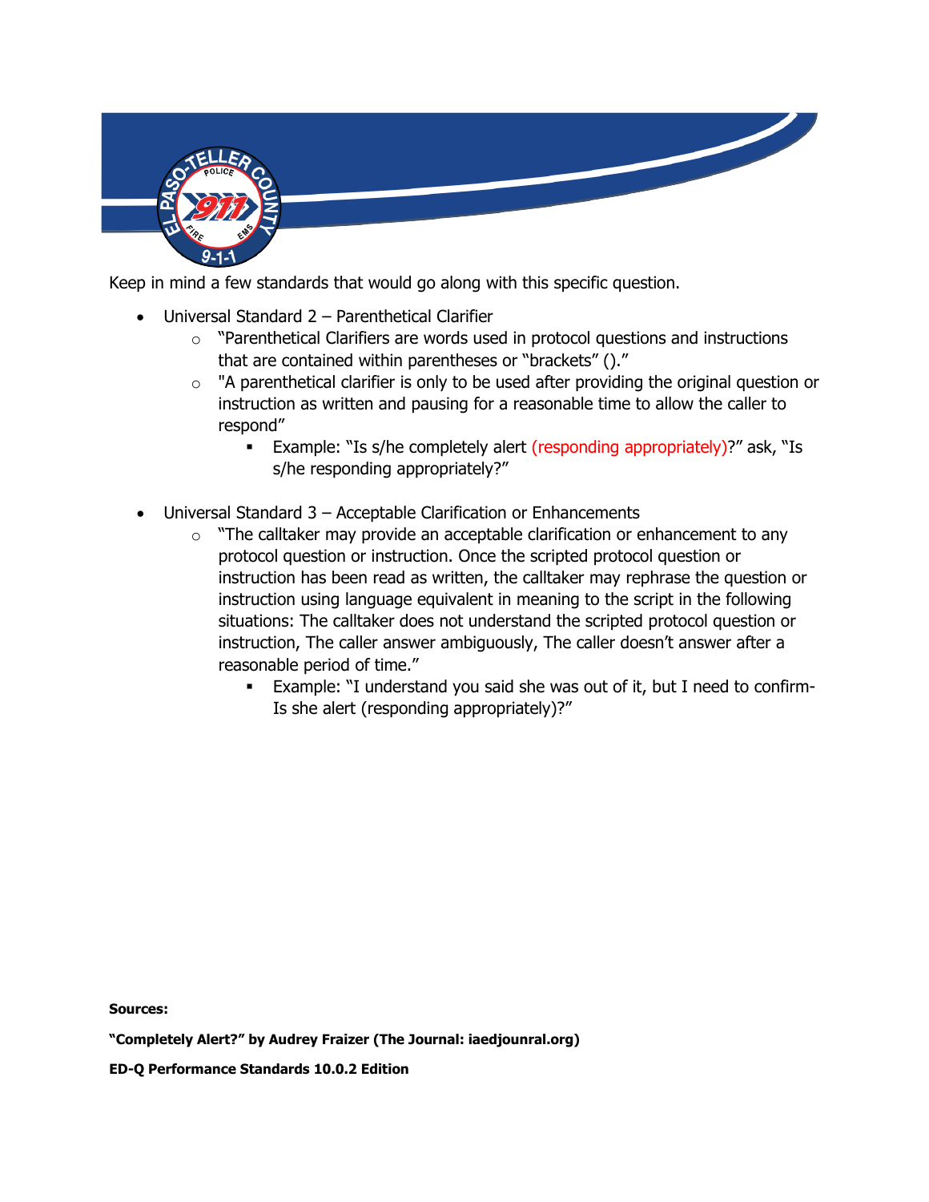Keep in mind a few standards that would go along with this specific question.

- Universal Standard 2 – Parenthetical Clarifier
  - "Parenthetical Clarifiers are words used in protocol questions and instructions that are contained within parentheses or "brackets" ()."
  - "A parenthetical clarifier is only to be used after providing the original question or instruction as written and pausing for a reasonable time to allow the caller to respond"
    - Example: "Is s/he completely alert (responding appropriately)?" ask, "Is s/he responding appropriately?"

- Universal Standard 3 – Acceptable Clarification or Enhancements
  - "The calltaker may provide an acceptable clarification or enhancement to any protocol question or instruction. Once the scripted protocol question or instruction has been read as written, the calltaker may rephrase the question or instruction using language equivalent in meaning to the script in the following situations: The calltaker does not understand the scripted protocol question or instruction, The caller answer ambiguously, The caller doesn't answer after a reasonable period of time."
    - Example: "I understand you said she was out of it, but I need to confirm- Is she alert (responding appropriately)?"

**Sources:**

**"Completely Alert?" by Audrey Fraizer (The Journal: iaedjounral.org)**

**ED-Q Performance Standards 10.0.2 Edition**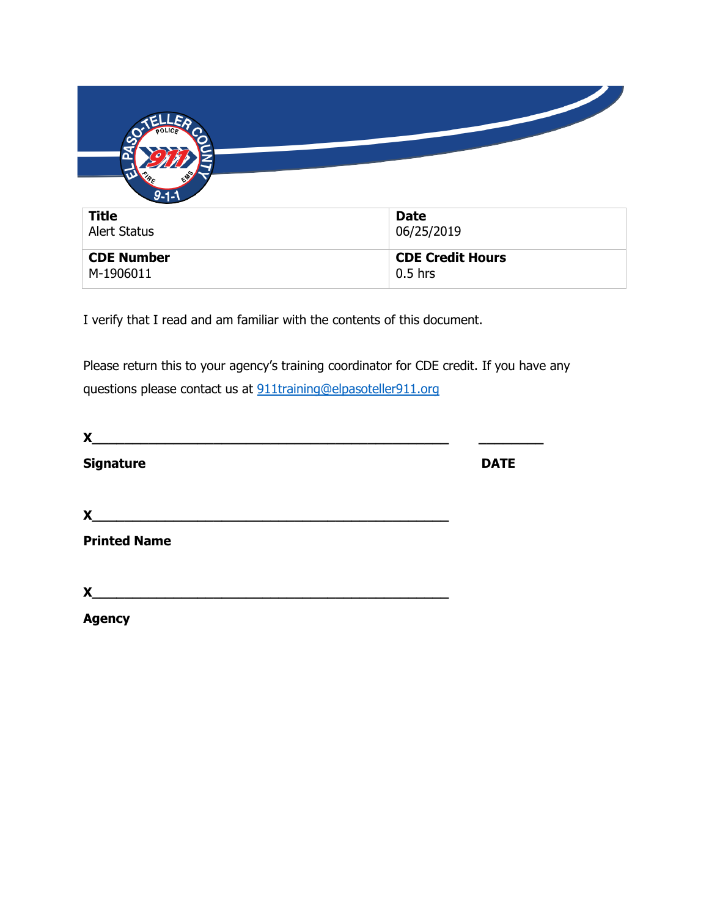| | |
|---|---|
| **Title**<br>Alert Status | **Date**<br>06/25/2019 |
| **CDE Number**<br>M-1906011 | **CDE Credit Hours**<br>0.5 hrs |

I verify that I read and am familiar with the contents of this document.

Please return this to your agency's training coordinator for CDE credit. If you have any questions please contact us at 911training@elpasoteller911.org

**X**\_\_\_\_\_\_\_\_\_\_\_\_\_\_\_\_\_\_\_\_\_\_\_\_\_\_\_\_\_\_\_\_\_\_\_\_\_\_\_\_\_\_\_\_\_\_\_\_ \_\_\_\_\_\_\_\_\_

**Signature** **DATE**

**X**\_\_\_\_\_\_\_\_\_\_\_\_\_\_\_\_\_\_\_\_\_\_\_\_\_\_\_\_\_\_\_\_\_\_\_\_\_\_\_\_\_\_\_\_\_\_\_\_

**Printed Name**

**X**\_\_\_\_\_\_\_\_\_\_\_\_\_\_\_\_\_\_\_\_\_\_\_\_\_\_\_\_\_\_\_\_\_\_\_\_\_\_\_\_\_\_\_\_\_\_\_\_

**Agency**